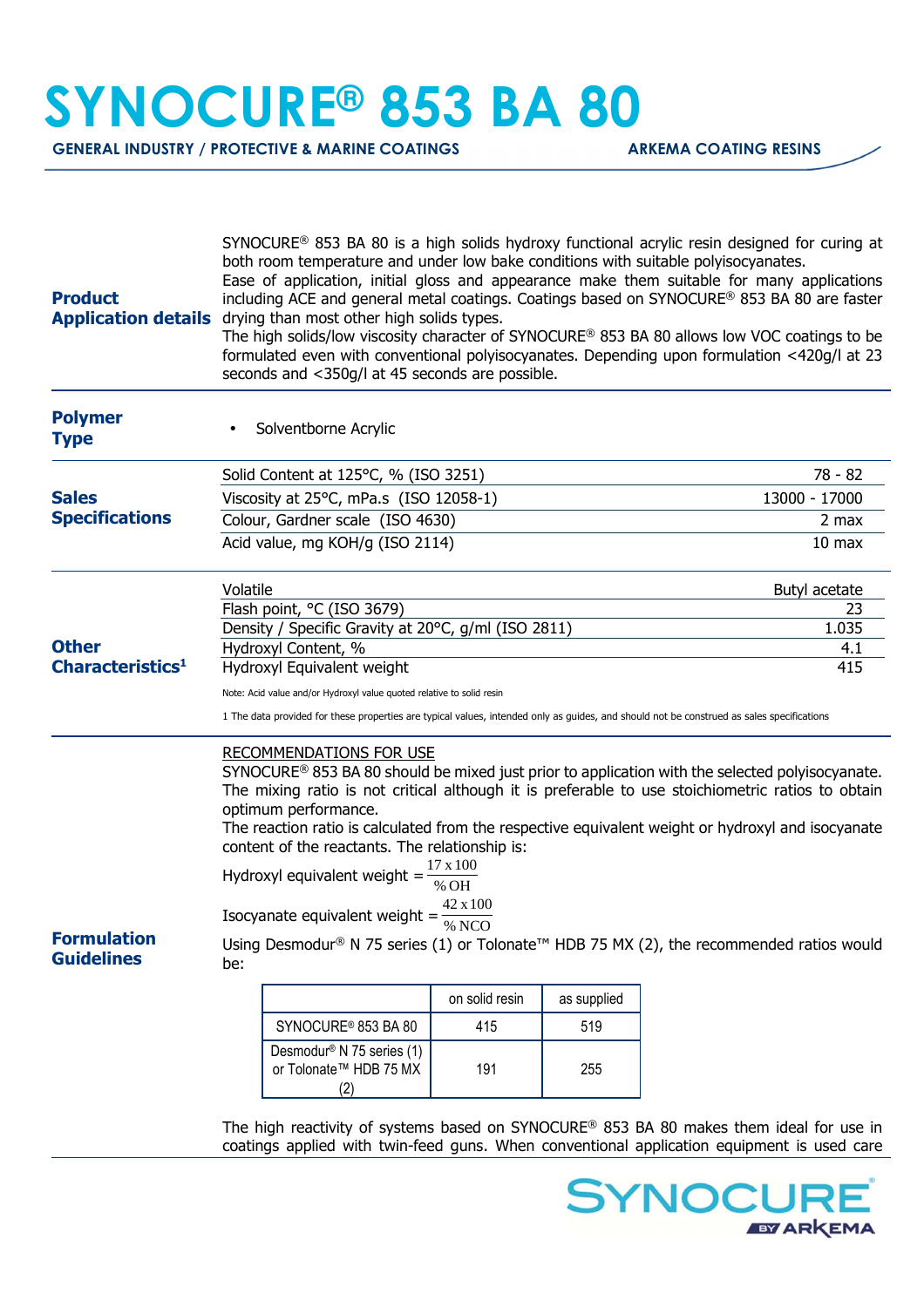# SYNOCURE® 853 BA 80

**GENERAL INDUSTRY / PROTECTIVE & MARINE COATINGS** — **ARKEMA COATING RESINS**

## Product Application details

SYNOCURE® 853 BA 80 is a high solids hydroxy functional acrylic resin designed for curing at both room temperature and under low bake conditions with suitable polyisocyanates.
Ease of application, initial gloss and appearance make them suitable for many applications including ACE and general metal coatings. Coatings based on SYNOCURE® 853 BA 80 are faster drying than most other high solids types.
The high solids/low viscosity character of SYNOCURE® 853 BA 80 allows low VOC coatings to be formulated even with conventional polyisocyanates. Depending upon formulation <420g/l at 23 seconds and <350g/l at 45 seconds are possible.

## Polymer Type

- Solventborne Acrylic

## Sales Specifications

| Property | Value |
|---|---|
| Solid Content at 125°C, % (ISO 3251) | 78 - 82 |
| Viscosity at 25°C, mPa.s (ISO 12058-1) | 13000 - 17000 |
| Colour, Gardner scale (ISO 4630) | 2 max |
| Acid value, mg KOH/g (ISO 2114) | 10 max |

## Other Characteristics[1]

| Property | Value |
|---|---|
| Volatile | Butyl acetate |
| Flash point, °C (ISO 3679) | 23 |
| Density / Specific Gravity at 20°C, g/ml (ISO 2811) | 1.035 |
| Hydroxyl Content, % | 4.1 |
| Hydroxyl Equivalent weight | 415 |

Note: Acid value and/or Hydroxyl value quoted relative to solid resin

1 The data provided for these properties are typical values, intended only as guides, and should not be construed as sales specifications

## Formulation Guidelines

RECOMMENDATIONS FOR USE

SYNOCURE® 853 BA 80 should be mixed just prior to application with the selected polyisocyanate. The mixing ratio is not critical although it is preferable to use stoichiometric ratios to obtain optimum performance.
The reaction ratio is calculated from the respective equivalent weight or hydroxyl and isocyanate content of the reactants. The relationship is:

$$\text{Hydroxyl equivalent weight} = \frac{17 \times 100}{\%\,\text{OH}}$$

$$\text{Isocyanate equivalent weight} = \frac{42 \times 100}{\%\,\text{NCO}}$$

Using Desmodur® N 75 series (1) or Tolonate™ HDB 75 MX (2), the recommended ratios would be:

| | on solid resin | as supplied |
|---|---|---|
| SYNOCURE® 853 BA 80 | 415 | 519 |
| Desmodur® N 75 series (1) or Tolonate™ HDB 75 MX (2) | 191 | 255 |

The high reactivity of systems based on SYNOCURE® 853 BA 80 makes them ideal for use in coatings applied with twin-feed guns. When conventional application equipment is used care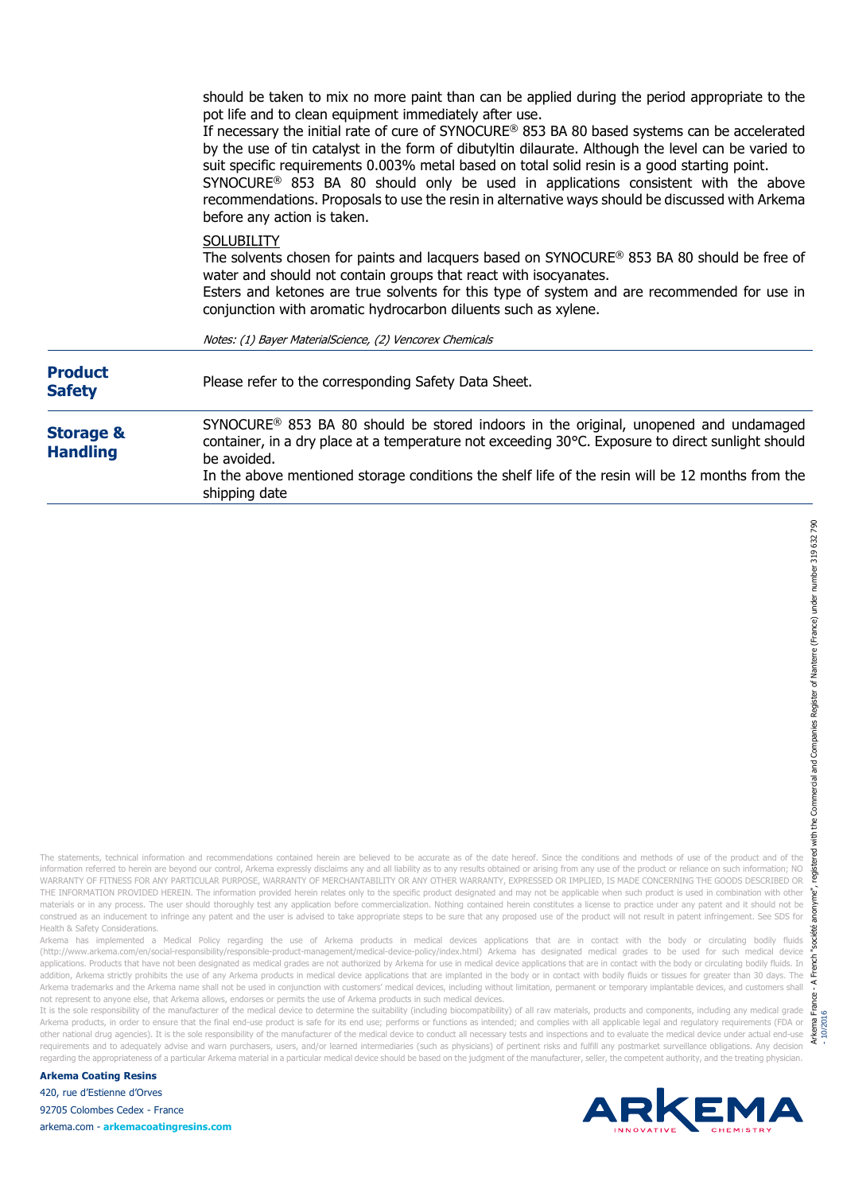should be taken to mix no more paint than can be applied during the period appropriate to the pot life and to clean equipment immediately after use.

If necessary the initial rate of cure of SYNOCURE® 853 BA 80 based systems can be accelerated by the use of tin catalyst in the form of dibutyltin dilaurate. Although the level can be varied to suit specific requirements 0.003% metal based on total solid resin is a good starting point.

SYNOCURE® 853 BA 80 should only be used in applications consistent with the above recommendations. Proposals to use the resin in alternative ways should be discussed with Arkema before any action is taken.

SOLUBILITY

The solvents chosen for paints and lacquers based on SYNOCURE® 853 BA 80 should be free of water and should not contain groups that react with isocyanates.

Esters and ketones are true solvents for this type of system and are recommended for use in conjunction with aromatic hydrocarbon diluents such as xylene.

*Notes: (1) Bayer MaterialScience, (2) Vencorex Chemicals*

## Product Safety

Please refer to the corresponding Safety Data Sheet.

## Storage & Handling

SYNOCURE® 853 BA 80 should be stored indoors in the original, unopened and undamaged container, in a dry place at a temperature not exceeding 30°C. Exposure to direct sunlight should be avoided.

In the above mentioned storage conditions the shelf life of the resin will be 12 months from the shipping date

The statements, technical information and recommendations contained herein are believed to be accurate as of the date hereof. Since the conditions and methods of use of the product and of the information referred to herein are beyond our control, Arkema expressly disclaims any and all liability as to any results obtained or arising from any use of the product or reliance on such information; NO WARRANTY OF FITNESS FOR ANY PARTICULAR PURPOSE, WARRANTY OF MERCHANTABILITY OR ANY OTHER WARRANTY, EXPRESSED OR IMPLIED, IS MADE CONCERNING THE GOODS DESCRIBED OR THE INFORMATION PROVIDED HEREIN. The information provided herein relates only to the specific product designated and may not be applicable when such product is used in combination with other materials or in any process. The user should thoroughly test any application before commercialization. Nothing contained herein constitutes a license to practice under any patent and it should not be construed as an inducement to infringe any patent and the user is advised to take appropriate steps to be sure that any proposed use of the product will not result in patent infringement. See SDS for Health & Safety Considerations.

Arkema has implemented a Medical Policy regarding the use of Arkema products in medical devices applications that are in contact with the body or circulating bodily fluids (http://www.arkema.com/en/social-responsibility/responsible-product-management/medical-device-policy/index.html) Arkema has designated medical grades to be used for such medical device applications. Products that have not been designated as medical grades are not authorized by Arkema for use in medical device applications that are in contact with the body or circulating bodily fluids. In addition, Arkema strictly prohibits the use of any Arkema products in medical device applications that are implanted in the body or in contact with bodily fluids or tissues for greater than 30 days. The Arkema trademarks and the Arkema name shall not be used in conjunction with customers' medical devices, including without limitation, permanent or temporary implantable devices, and customers shall not represent to anyone else, that Arkema allows, endorses or permits the use of Arkema products in such medical devices.

It is the sole responsibility of the manufacturer of the medical device to determine the suitability (including biocompatibility) of all raw materials, products and components, including any medical grade Arkema products, in order to ensure that the final end-use product is safe for its end use; performs or functions as intended; and complies with all applicable legal and regulatory requirements (FDA or other national drug agencies). It is the sole responsibility of the manufacturer of the medical device to conduct all necessary tests and inspections and to evaluate the medical device under actual end-use requirements and to adequately advise and warn purchasers, users, and/or learned intermediaries (such as physicians) of pertinent risks and fulfill any postmarket surveillance obligations. Any decision regarding the appropriateness of a particular Arkema material in a particular medical device should be based on the judgment of the manufacturer, seller, the competent authority, and the treating physician.

**Arkema Coating Resins**
420, rue d'Estienne d'Orves
92705 Colombes Cedex - France
arkema.com - **arkemacoatingresins.com**

Arkema France - A French "société anonyme", registered with the Commercial and Companies Register of Nanterre (France) under number 319 632 790 - 10/2016